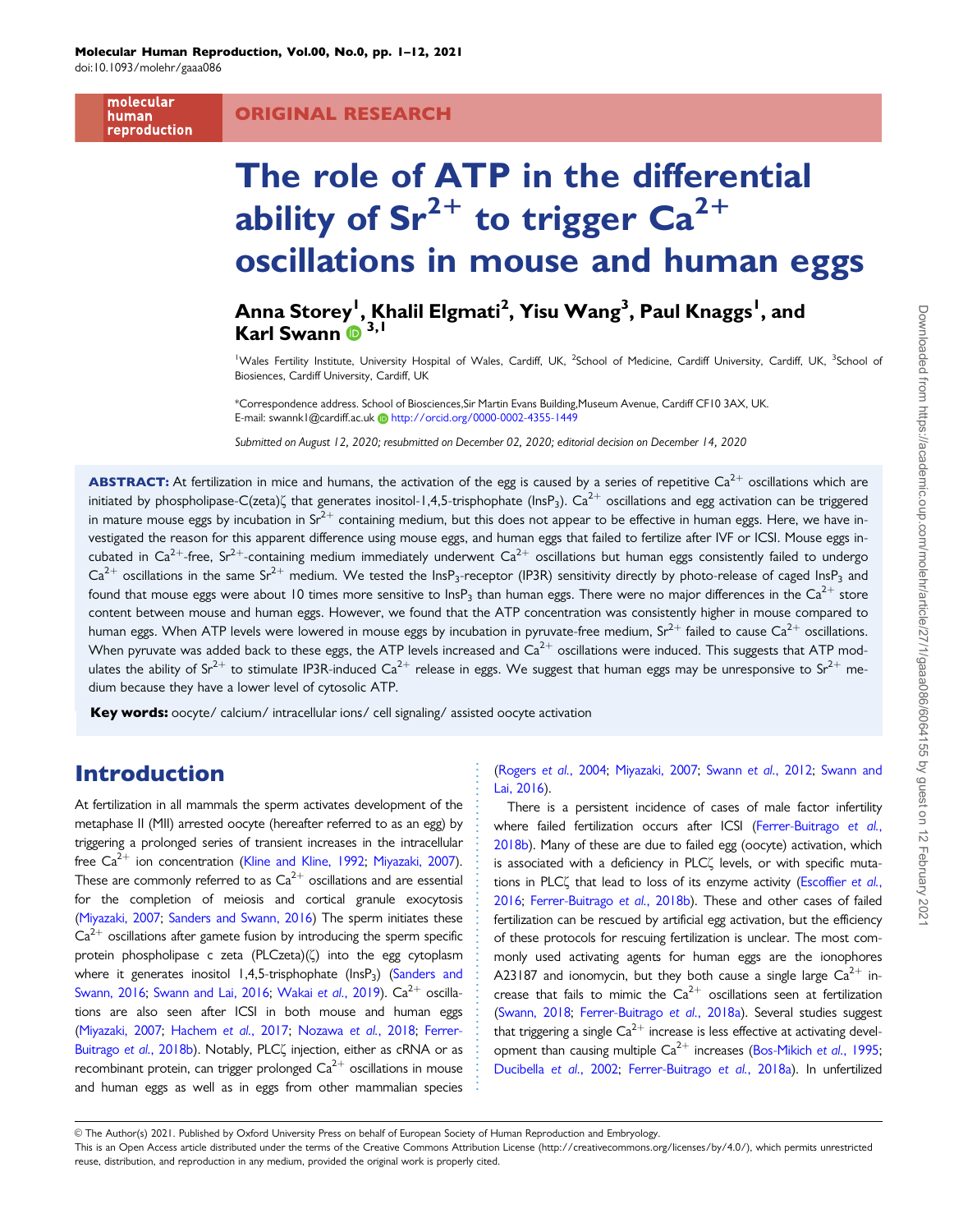ORIGINAL RESEARCH

# The role of ATP in the differential ability of $Sr^{2+}$ to trigger $Ca^{2+}$ oscillations in mouse and human eggs

**Anna Storey[1], Khalil Elgmati[2], Yisu Wang[3], Paul Knaggs[1], and Karl Swann[3,1]**

[1]Wales Fertility Institute, University Hospital of Wales, Cardiff, UK, [2]School of Medicine, Cardiff University, Cardiff, UK, [3]School of Biosciences, Cardiff University, Cardiff, UK

*Correspondence address. School of Biosciences,Sir Martin Evans Building,Museum Avenue, Cardiff CF10 3AX, UK. E-mail: swannk1@cardiff.ac.uk http://orcid.org/0000-0002-4355-1449

*Submitted on August 12, 2020; resubmitted on December 02, 2020; editorial decision on December 14, 2020*

**ABSTRACT:** At fertilization in mice and humans, the activation of the egg is caused by a series of repetitive $Ca^{2+}$ oscillations which are initiated by phospholipase-C(zeta)ζ that generates inositol-1,4,5-trisphophate ($InsP_3$). $Ca^{2+}$ oscillations and egg activation can be triggered in mature mouse eggs by incubation in $Sr^{2+}$ containing medium, but this does not appear to be effective in human eggs. Here, we have investigated the reason for this apparent difference using mouse eggs, and human eggs that failed to fertilize after IVF or ICSI. Mouse eggs incubated in $Ca^{2+}$-free, $Sr^{2+}$-containing medium immediately underwent $Ca^{2+}$ oscillations but human eggs consistently failed to undergo $Ca^{2+}$ oscillations in the same $Sr^{2+}$ medium. We tested the $InsP_3$-receptor (IP3R) sensitivity directly by photo-release of caged $InsP_3$ and found that mouse eggs were about 10 times more sensitive to $InsP_3$ than human eggs. There were no major differences in the $Ca^{2+}$ store content between mouse and human eggs. However, we found that the ATP concentration was consistently higher in mouse compared to human eggs. When ATP levels were lowered in mouse eggs by incubation in pyruvate-free medium, $Sr^{2+}$ failed to cause $Ca^{2+}$ oscillations. When pyruvate was added back to these eggs, the ATP levels increased and $Ca^{2+}$ oscillations were induced. This suggests that ATP modulates the ability of $Sr^{2+}$ to stimulate IP3R-induced $Ca^{2+}$ release in eggs. We suggest that human eggs may be unresponsive to $Sr^{2+}$ medium because they have a lower level of cytosolic ATP.

**Key words:** oocyte/ calcium/ intracellular ions/ cell signaling/ assisted oocyte activation

## Introduction

At fertilization in all mammals the sperm activates development of the metaphase II (MII) arrested oocyte (hereafter referred to as an egg) by triggering a prolonged series of transient increases in the intracellular free $Ca^{2+}$ ion concentration (Kline and Kline, 1992; Miyazaki, 2007). These are commonly referred to as $Ca^{2+}$ oscillations and are essential for the completion of meiosis and cortical granule exocytosis (Miyazaki, 2007; Sanders and Swann, 2016) The sperm initiates these $Ca^{2+}$ oscillations after gamete fusion by introducing the sperm specific protein phospholipase c zeta (PLCzeta)(ζ) into the egg cytoplasm where it generates inositol 1,4,5-trisphophate ($InsP_3$) (Sanders and Swann, 2016; Swann and Lai, 2016; Wakai *et al.*, 2019). $Ca^{2+}$ oscillations are also seen after ICSI in both mouse and human eggs (Miyazaki, 2007; Hachem *et al.*, 2017; Nozawa *et al.*, 2018; Ferrer-Buitrago *et al.*, 2018b). Notably, PLCζ injection, either as cRNA or as recombinant protein, can trigger prolonged $Ca^{2+}$ oscillations in mouse and human eggs as well as in eggs from other mammalian species (Rogers *et al.*, 2004; Miyazaki, 2007; Swann *et al.*, 2012; Swann and Lai, 2016).

There is a persistent incidence of cases of male factor infertility where failed fertilization occurs after ICSI (Ferrer-Buitrago *et al.*, 2018b). Many of these are due to failed egg (oocyte) activation, which is associated with a deficiency in PLCζ levels, or with specific mutations in PLCζ that lead to loss of its enzyme activity (Escoffier *et al.*, 2016; Ferrer-Buitrago *et al.*, 2018b). These and other cases of failed fertilization can be rescued by artificial egg activation, but the efficiency of these protocols for rescuing fertilization is unclear. The most commonly used activating agents for human eggs are the ionophores A23187 and ionomycin, but they both cause a single large $Ca^{2+}$ increase that fails to mimic the $Ca^{2+}$ oscillations seen at fertilization (Swann, 2018; Ferrer-Buitrago *et al.*, 2018a). Several studies suggest that triggering a single $Ca^{2+}$ increase is less effective at activating development than causing multiple $Ca^{2+}$ increases (Bos-Mikich *et al.*, 1995; Ducibella *et al.*, 2002; Ferrer-Buitrago *et al.*, 2018a). In unfertilized

© The Author(s) 2021. Published by Oxford University Press on behalf of European Society of Human Reproduction and Embryology.
This is an Open Access article distributed under the terms of the Creative Commons Attribution License (http://creativecommons.org/licenses/by/4.0/), which permits unrestricted reuse, distribution, and reproduction in any medium, provided the original work is properly cited.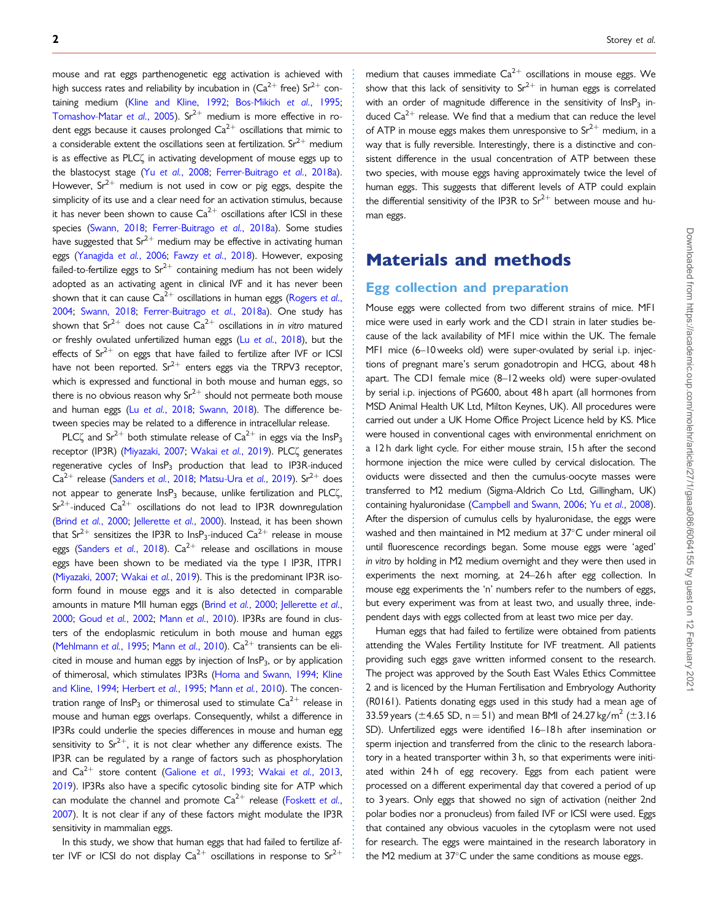mouse and rat eggs parthenogenetic egg activation is achieved with high success rates and reliability by incubation in ($Ca^{2+}$ free) $Sr^{2+}$ containing medium (Kline and Kline, 1992; Bos-Mikich et al., 1995; Tomashov-Matar et al., 2005). $Sr^{2+}$ medium is more effective in rodent eggs because it causes prolonged $Ca^{2+}$ oscillations that mimic to a considerable extent the oscillations seen at fertilization. $Sr^{2+}$ medium is as effective as PLCζ in activating development of mouse eggs up to the blastocyst stage (Yu et al., 2008; Ferrer-Buitrago et al., 2018a). However, $Sr^{2+}$ medium is not used in cow or pig eggs, despite the simplicity of its use and a clear need for an activation stimulus, because it has never been shown to cause $Ca^{2+}$ oscillations after ICSI in these species (Swann, 2018; Ferrer-Buitrago et al., 2018a). Some studies have suggested that $Sr^{2+}$ medium may be effective in activating human eggs (Yanagida et al., 2006; Fawzy et al., 2018). However, exposing failed-to-fertilize eggs to $Sr^{2+}$ containing medium has not been widely adopted as an activating agent in clinical IVF and it has never been shown that it can cause $Ca^{2+}$ oscillations in human eggs (Rogers et al., 2004; Swann, 2018; Ferrer-Buitrago et al., 2018a). One study has shown that $Sr^{2+}$ does not cause $Ca^{2+}$ oscillations in *in vitro* matured or freshly ovulated unfertilized human eggs (Lu et al., 2018), but the effects of $Sr^{2+}$ on eggs that have failed to fertilize after IVF or ICSI have not been reported. $Sr^{2+}$ enters eggs via the TRPV3 receptor, which is expressed and functional in both mouse and human eggs, so there is no obvious reason why $Sr^{2+}$ should not permeate both mouse and human eggs (Lu et al., 2018; Swann, 2018). The difference between species may be related to a difference in intracellular release.

PLCζ and $Sr^{2+}$ both stimulate release of $Ca^{2+}$ in eggs via the $InsP_3$ receptor (IP3R) (Miyazaki, 2007; Wakai et al., 2019). PLCζ generates regenerative cycles of $InsP_3$ production that lead to IP3R-induced $Ca^{2+}$ release (Sanders et al., 2018; Matsu-Ura et al., 2019). $Sr^{2+}$ does not appear to generate $InsP_3$ because, unlike fertilization and PLCζ, $Sr^{2+}$-induced $Ca^{2+}$ oscillations do not lead to IP3R downregulation (Brind et al., 2000; Jellerette et al., 2000). Instead, it has been shown that $Sr^{2+}$ sensitizes the IP3R to $InsP_3$-induced $Ca^{2+}$ release in mouse eggs (Sanders et al., 2018). $Ca^{2+}$ release and oscillations in mouse eggs have been shown to be mediated via the type I IP3R, ITPR1 (Miyazaki, 2007; Wakai et al., 2019). This is the predominant IP3R isoform found in mouse eggs and it is also detected in comparable amounts in mature MII human eggs (Brind et al., 2000; Jellerette et al., 2000; Goud et al., 2002; Mann et al., 2010). IP3Rs are found in clusters of the endoplasmic reticulum in both mouse and human eggs (Mehlmann et al., 1995; Mann et al., 2010). $Ca^{2+}$ transients can be elicited in mouse and human eggs by injection of $InsP_3$, or by application of thimerosal, which stimulates IP3Rs (Homa and Swann, 1994; Kline and Kline, 1994; Herbert et al., 1995; Mann et al., 2010). The concentration range of $InsP_3$ or thimerosal used to stimulate $Ca^{2+}$ release in mouse and human eggs overlaps. Consequently, whilst a difference in IP3Rs could underlie the species differences in mouse and human egg sensitivity to $Sr^{2+}$, it is not clear whether any difference exists. The IP3R can be regulated by a range of factors such as phosphorylation and $Ca^{2+}$ store content (Galione et al., 1993; Wakai et al., 2013, 2019). IP3Rs also have a specific cytosolic binding site for ATP which can modulate the channel and promote $Ca^{2+}$ release (Foskett et al., 2007). It is not clear if any of these factors might modulate the IP3R sensitivity in mammalian eggs.

In this study, we show that human eggs that had failed to fertilize after IVF or ICSI do not display $Ca^{2+}$ oscillations in response to $Sr^{2+}$ medium that causes immediate $Ca^{2+}$ oscillations in mouse eggs. We show that this lack of sensitivity to $Sr^{2+}$ in human eggs is correlated with an order of magnitude difference in the sensitivity of $InsP_3$ induced $Ca^{2+}$ release. We find that a medium that can reduce the level of ATP in mouse eggs makes them unresponsive to $Sr^{2+}$ medium, in a way that is fully reversible. Interestingly, there is a distinctive and consistent difference in the usual concentration of ATP between these two species, with mouse eggs having approximately twice the level of human eggs. This suggests that different levels of ATP could explain the differential sensitivity of the IP3R to $Sr^{2+}$ between mouse and human eggs.

# Materials and methods

## Egg collection and preparation

Mouse eggs were collected from two different strains of mice. MF1 mice were used in early work and the CD1 strain in later studies because of the lack availability of MF1 mice within the UK. The female MF1 mice (6–10 weeks old) were super-ovulated by serial i.p. injections of pregnant mare's serum gonadotropin and HCG, about 48 h apart. The CD1 female mice (8–12 weeks old) were super-ovulated by serial i.p. injections of PG600, about 48 h apart (all hormones from MSD Animal Health UK Ltd, Milton Keynes, UK). All procedures were carried out under a UK Home Office Project Licence held by KS. Mice were housed in conventional cages with environmental enrichment on a 12 h dark light cycle. For either mouse strain, 15 h after the second hormone injection the mice were culled by cervical dislocation. The oviducts were dissected and then the cumulus-oocyte masses were transferred to M2 medium (Sigma-Aldrich Co Ltd, Gillingham, UK) containing hyaluronidase (Campbell and Swann, 2006; Yu et al., 2008). After the dispersion of cumulus cells by hyaluronidase, the eggs were washed and then maintained in M2 medium at 37°C under mineral oil until fluorescence recordings began. Some mouse eggs were 'aged' *in vitro* by holding in M2 medium overnight and they were then used in experiments the next morning, at 24–26 h after egg collection. In mouse egg experiments the 'n' numbers refer to the numbers of eggs, but every experiment was from at least two, and usually three, independent days with eggs collected from at least two mice per day.

Human eggs that had failed to fertilize were obtained from patients attending the Wales Fertility Institute for IVF treatment. All patients providing such eggs gave written informed consent to the research. The project was approved by the South East Wales Ethics Committee 2 and is licenced by the Human Fertilisation and Embryology Authority (R0161). Patients donating eggs used in this study had a mean age of 33.59 years (±4.65 SD, n = 51) and mean BMI of 24.27 kg/m$^2$ (±3.16 SD). Unfertilized eggs were identified 16–18 h after insemination or sperm injection and transferred from the clinic to the research laboratory in a heated transporter within 3 h, so that experiments were initiated within 24 h of egg recovery. Eggs from each patient were processed on a different experimental day that covered a period of up to 3 years. Only eggs that showed no sign of activation (neither 2nd polar bodies nor a pronucleus) from failed IVF or ICSI were used. Eggs that contained any obvious vacuoles in the cytoplasm were not used for research. The eggs were maintained in the research laboratory in the M2 medium at 37°C under the same conditions as mouse eggs.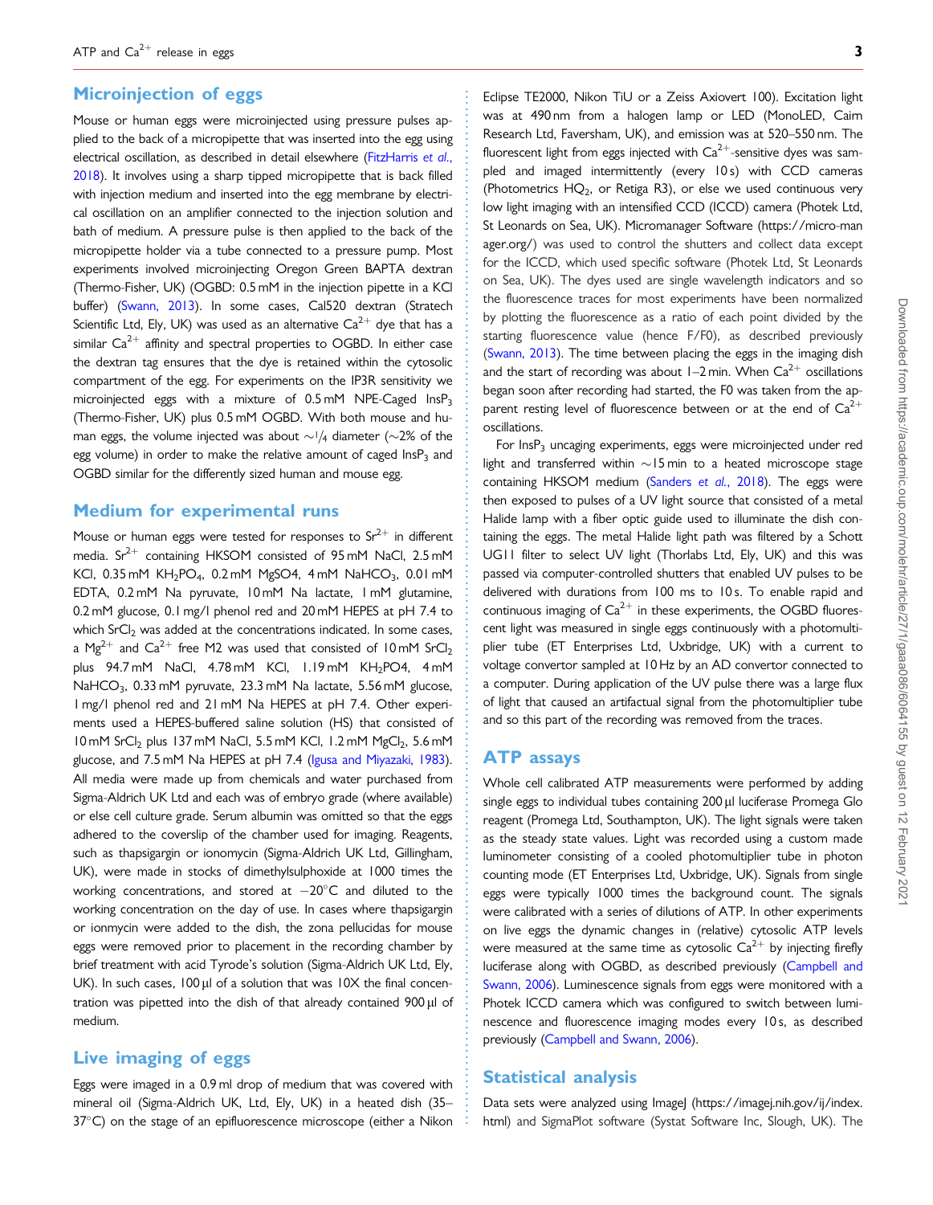## Microinjection of eggs

Mouse or human eggs were microinjected using pressure pulses applied to the back of a micropipette that was inserted into the egg using electrical oscillation, as described in detail elsewhere (FitzHarris *et al.*, 2018). It involves using a sharp tipped micropipette that is back filled with injection medium and inserted into the egg membrane by electrical oscillation on an amplifier connected to the injection solution and bath of medium. A pressure pulse is then applied to the back of the micropipette holder via a tube connected to a pressure pump. Most experiments involved microinjecting Oregon Green BAPTA dextran (Thermo-Fisher, UK) (OGBD: 0.5 mM in the injection pipette in a KCl buffer) (Swann, 2013). In some cases, Cal520 dextran (Stratech Scientific Ltd, Ely, UK) was used as an alternative $Ca^{2+}$ dye that has a similar $Ca^{2+}$ affinity and spectral properties to OGBD. In either case the dextran tag ensures that the dye is retained within the cytosolic compartment of the egg. For experiments on the IP3R sensitivity we microinjected eggs with a mixture of 0.5 mM NPE-Caged $InsP_3$ (Thermo-Fisher, UK) plus 0.5 mM OGBD. With both mouse and human eggs, the volume injected was about ~1/4 diameter (~2% of the egg volume) in order to make the relative amount of caged $InsP_3$ and OGBD similar for the differently sized human and mouse egg.

## Medium for experimental runs

Mouse or human eggs were tested for responses to $Sr^{2+}$ in different media. $Sr^{2+}$ containing HKSOM consisted of 95 mM NaCl, 2.5 mM KCl, 0.35 mM $KH_2PO_4$, 0.2 mM MgSO4, 4 mM $NaHCO_3$, 0.01 mM EDTA, 0.2 mM Na pyruvate, 10 mM Na lactate, 1 mM glutamine, 0.2 mM glucose, 0.1 mg/l phenol red and 20 mM HEPES at pH 7.4 to which $SrCl_2$ was added at the concentrations indicated. In some cases, a $Mg^{2+}$ and $Ca^{2+}$ free M2 was used that consisted of 10 mM $SrCl_2$ plus 94.7 mM NaCl, 4.78 mM KCl, 1.19 mM $KH_2PO4$, 4 mM $NaHCO_3$, 0.33 mM pyruvate, 23.3 mM Na lactate, 5.56 mM glucose, 1 mg/l phenol red and 21 mM Na HEPES at pH 7.4. Other experiments used a HEPES-buffered saline solution (HS) that consisted of 10 mM $SrCl_2$ plus 137 mM NaCl, 5.5 mM KCl, 1.2 mM $MgCl_2$, 5.6 mM glucose, and 7.5 mM Na HEPES at pH 7.4 (Igusa and Miyazaki, 1983). All media were made up from chemicals and water purchased from Sigma-Aldrich UK Ltd and each was of embryo grade (where available) or else cell culture grade. Serum albumin was omitted so that the eggs adhered to the coverslip of the chamber used for imaging. Reagents, such as thapsigargin or ionomycin (Sigma-Aldrich UK Ltd, Gillingham, UK), were made in stocks of dimethylsulphoxide at 1000 times the working concentrations, and stored at −20°C and diluted to the working concentration on the day of use. In cases where thapsigargin or ionmycin were added to the dish, the zona pellucidas for mouse eggs were removed prior to placement in the recording chamber by brief treatment with acid Tyrode's solution (Sigma-Aldrich UK Ltd, Ely, UK). In such cases, 100 µl of a solution that was 10X the final concentration was pipetted into the dish of that already contained 900 µl of medium.

## Live imaging of eggs

Eggs were imaged in a 0.9 ml drop of medium that was covered with mineral oil (Sigma-Aldrich UK, Ltd, Ely, UK) in a heated dish (35–37°C) on the stage of an epifluorescence microscope (either a Nikon Eclipse TE2000, Nikon TiU or a Zeiss Axiovert 100). Excitation light was at 490 nm from a halogen lamp or LED (MonoLED, Cairn Research Ltd, Faversham, UK), and emission was at 520–550 nm. The fluorescent light from eggs injected with $Ca^{2+}$-sensitive dyes was sampled and imaged intermittently (every 10 s) with CCD cameras (Photometrics $HQ_2$, or Retiga R3), or else we used continuous very low light imaging with an intensified CCD (ICCD) camera (Photek Ltd, St Leonards on Sea, UK). Micromanager Software (https://micro-manager.org/) was used to control the shutters and collect data except for the ICCD, which used specific software (Photek Ltd, St Leonards on Sea, UK). The dyes used are single wavelength indicators and so the fluorescence traces for most experiments have been normalized by plotting the fluorescence as a ratio of each point divided by the starting fluorescence value (hence F/F0), as described previously (Swann, 2013). The time between placing the eggs in the imaging dish and the start of recording was about 1–2 min. When $Ca^{2+}$ oscillations began soon after recording had started, the F0 was taken from the apparent resting level of fluorescence between or at the end of $Ca^{2+}$ oscillations.

For $InsP_3$ uncaging experiments, eggs were microinjected under red light and transferred within ~15 min to a heated microscope stage containing HKSOM medium (Sanders *et al.*, 2018). The eggs were then exposed to pulses of a UV light source that consisted of a metal Halide lamp with a fiber optic guide used to illuminate the dish containing the eggs. The metal Halide light path was filtered by a Schott UG11 filter to select UV light (Thorlabs Ltd, Ely, UK) and this was passed via computer-controlled shutters that enabled UV pulses to be delivered with durations from 100 ms to 10 s. To enable rapid and continuous imaging of $Ca^{2+}$ in these experiments, the OGBD fluorescent light was measured in single eggs continuously with a photomultiplier tube (ET Enterprises Ltd, Uxbridge, UK) with a current to voltage convertor sampled at 10 Hz by an AD convertor connected to a computer. During application of the UV pulse there was a large flux of light that caused an artifactual signal from the photomultiplier tube and so this part of the recording was removed from the traces.

## ATP assays

Whole cell calibrated ATP measurements were performed by adding single eggs to individual tubes containing 200 µl luciferase Promega Glo reagent (Promega Ltd, Southampton, UK). The light signals were taken as the steady state values. Light was recorded using a custom made luminometer consisting of a cooled photomultiplier tube in photon counting mode (ET Enterprises Ltd, Uxbridge, UK). Signals from single eggs were typically 1000 times the background count. The signals were calibrated with a series of dilutions of ATP. In other experiments on live eggs the dynamic changes in (relative) cytosolic ATP levels were measured at the same time as cytosolic $Ca^{2+}$ by injecting firefly luciferase along with OGBD, as described previously (Campbell and Swann, 2006). Luminescence signals from eggs were monitored with a Photek ICCD camera which was configured to switch between luminescence and fluorescence imaging modes every 10 s, as described previously (Campbell and Swann, 2006).

## Statistical analysis

Data sets were analyzed using ImageJ (https://imagej.nih.gov/ij/index.html) and SigmaPlot software (Systat Software Inc, Slough, UK). The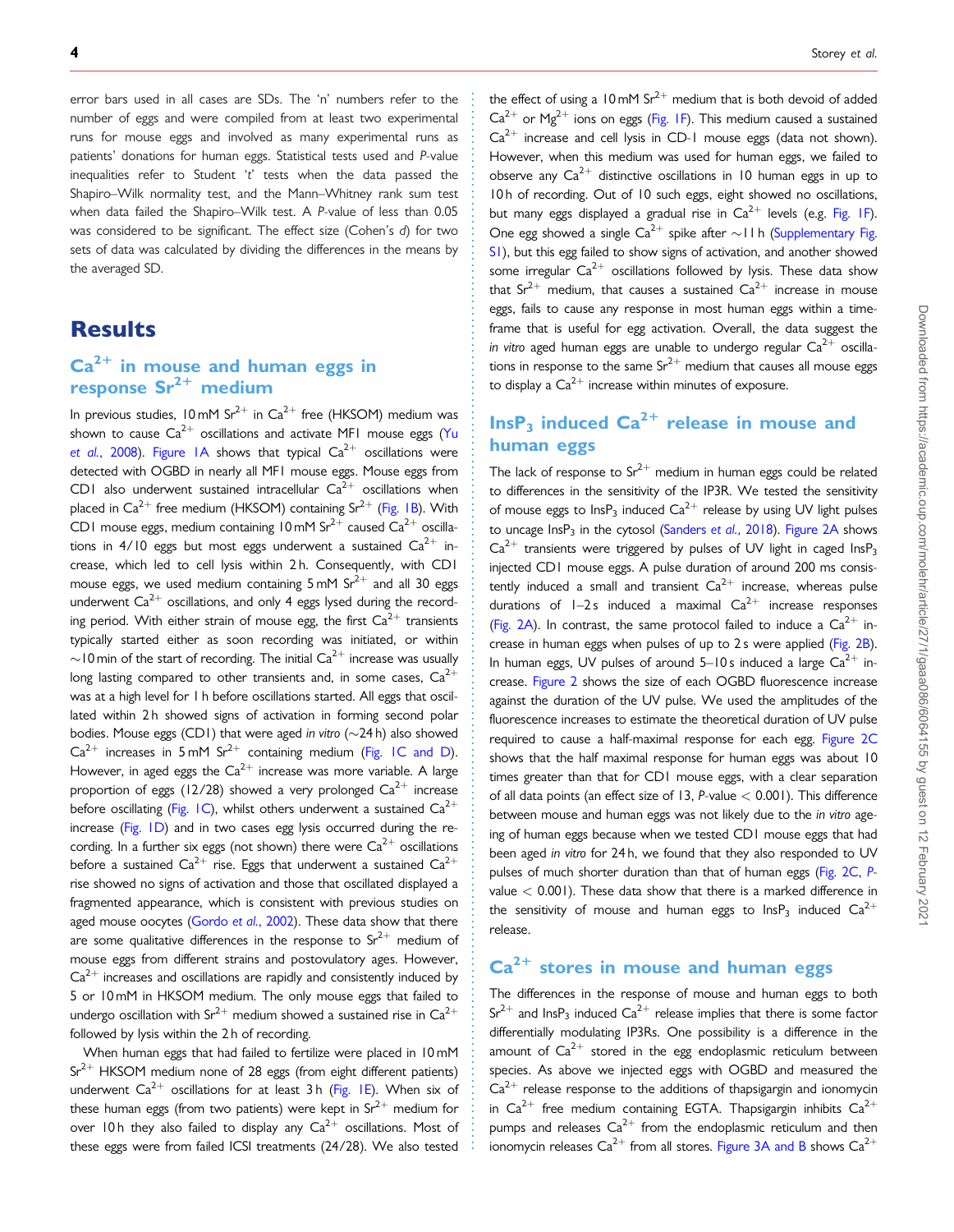error bars used in all cases are SDs. The 'n' numbers refer to the number of eggs and were compiled from at least two experimental runs for mouse eggs and involved as many experimental runs as patients' donations for human eggs. Statistical tests used and P-value inequalities refer to Student 't' tests when the data passed the Shapiro–Wilk normality test, and the Mann–Whitney rank sum test when data failed the Shapiro–Wilk test. A P-value of less than 0.05 was considered to be significant. The effect size (Cohen's d) for two sets of data was calculated by dividing the differences in the means by the averaged SD.

# Results

## $Ca^{2+}$ in mouse and human eggs in response $Sr^{2+}$ medium

In previous studies, 10 mM $Sr^{2+}$ in $Ca^{2+}$ free (HKSOM) medium was shown to cause $Ca^{2+}$ oscillations and activate MF1 mouse eggs (Yu *et al.*, 2008). Figure 1A shows that typical $Ca^{2+}$ oscillations were detected with OGBD in nearly all MF1 mouse eggs. Mouse eggs from CD1 also underwent sustained intracellular $Ca^{2+}$ oscillations when placed in $Ca^{2+}$ free medium (HKSOM) containing $Sr^{2+}$ (Fig. 1B). With CD1 mouse eggs, medium containing 10 mM $Sr^{2+}$ caused $Ca^{2+}$ oscillations in 4/10 eggs but most eggs underwent a sustained $Ca^{2+}$ increase, which led to cell lysis within 2 h. Consequently, with CD1 mouse eggs, we used medium containing 5 mM $Sr^{2+}$ and all 30 eggs underwent $Ca^{2+}$ oscillations, and only 4 eggs lysed during the recording period. With either strain of mouse egg, the first $Ca^{2+}$ transients typically started either as soon recording was initiated, or within ~10 min of the start of recording. The initial $Ca^{2+}$ increase was usually long lasting compared to other transients and, in some cases, $Ca^{2+}$ was at a high level for 1 h before oscillations started. All eggs that oscillated within 2 h showed signs of activation in forming second polar bodies. Mouse eggs (CD1) that were aged *in vitro* (~24 h) also showed $Ca^{2+}$ increases in 5 mM $Sr^{2+}$ containing medium (Fig. 1C and D). However, in aged eggs the $Ca^{2+}$ increase was more variable. A large proportion of eggs (12/28) showed a very prolonged $Ca^{2+}$ increase before oscillating (Fig. 1C), whilst others underwent a sustained $Ca^{2+}$ increase (Fig. 1D) and in two cases egg lysis occurred during the recording. In a further six eggs (not shown) there were $Ca^{2+}$ oscillations before a sustained $Ca^{2+}$ rise. Eggs that underwent a sustained $Ca^{2+}$ rise showed no signs of activation and those that oscillated displayed a fragmented appearance, which is consistent with previous studies on aged mouse oocytes (Gordo *et al.*, 2002). These data show that there are some qualitative differences in the response to $Sr^{2+}$ medium of mouse eggs from different strains and postovulatory ages. However, $Ca^{2+}$ increases and oscillations are rapidly and consistently induced by 5 or 10 mM in HKSOM medium. The only mouse eggs that failed to undergo oscillation with $Sr^{2+}$ medium showed a sustained rise in $Ca^{2+}$ followed by lysis within the 2 h of recording.

When human eggs that had failed to fertilize were placed in 10 mM $Sr^{2+}$ HKSOM medium none of 28 eggs (from eight different patients) underwent $Ca^{2+}$ oscillations for at least 3 h (Fig. 1E). When six of these human eggs (from two patients) were kept in $Sr^{2+}$ medium for over 10 h they also failed to display any $Ca^{2+}$ oscillations. Most of these eggs were from failed ICSI treatments (24/28). We also tested the effect of using a 10 mM $Sr^{2+}$ medium that is both devoid of added $Ca^{2+}$ or $Mg^{2+}$ ions on eggs (Fig. 1F). This medium caused a sustained $Ca^{2+}$ increase and cell lysis in CD-1 mouse eggs (data not shown). However, when this medium was used for human eggs, we failed to observe any $Ca^{2+}$ distinctive oscillations in 10 human eggs in up to 10 h of recording. Out of 10 such eggs, eight showed no oscillations, but many eggs displayed a gradual rise in $Ca^{2+}$ levels (e.g. Fig. 1F). One egg showed a single $Ca^{2+}$ spike after ~11 h (Supplementary Fig. S1), but this egg failed to show signs of activation, and another showed some irregular $Ca^{2+}$ oscillations followed by lysis. These data show that $Sr^{2+}$ medium, that causes a sustained $Ca^{2+}$ increase in mouse eggs, fails to cause any response in most human eggs within a time-frame that is useful for egg activation. Overall, the data suggest the *in vitro* aged human eggs are unable to undergo regular $Ca^{2+}$ oscillations in response to the same $Sr^{2+}$ medium that causes all mouse eggs to display a $Ca^{2+}$ increase within minutes of exposure.

## $InsP_3$ induced $Ca^{2+}$ release in mouse and human eggs

The lack of response to $Sr^{2+}$ medium in human eggs could be related to differences in the sensitivity of the IP3R. We tested the sensitivity of mouse eggs to $InsP_3$ induced $Ca^{2+}$ release by using UV light pulses to uncage $InsP_3$ in the cytosol (Sanders *et al.*, 2018). Figure 2A shows $Ca^{2+}$ transients were triggered by pulses of UV light in caged $InsP_3$ injected CD1 mouse eggs. A pulse duration of around 200 ms consistently induced a small and transient $Ca^{2+}$ increase, whereas pulse durations of 1–2 s induced a maximal $Ca^{2+}$ increase responses (Fig. 2A). In contrast, the same protocol failed to induce a $Ca^{2+}$ increase in human eggs when pulses of up to 2 s were applied (Fig. 2B). In human eggs, UV pulses of around 5–10 s induced a large $Ca^{2+}$ increase. Figure 2 shows the size of each OGBD fluorescence increase against the duration of the UV pulse. We used the amplitudes of the fluorescence increases to estimate the theoretical duration of UV pulse required to cause a half-maximal response for each egg. Figure 2C shows that the half maximal response for human eggs was about 10 times greater than that for CD1 mouse eggs, with a clear separation of all data points (an effect size of 13, P-value < 0.001). This difference between mouse and human eggs was not likely due to the *in vitro* ageing of human eggs because when we tested CD1 mouse eggs that had been aged *in vitro* for 24 h, we found that they also responded to UV pulses of much shorter duration than that of human eggs (Fig. 2C, P-value < 0.001). These data show that there is a marked difference in the sensitivity of mouse and human eggs to $InsP_3$ induced $Ca^{2+}$ release.

## $Ca^{2+}$ stores in mouse and human eggs

The differences in the response of mouse and human eggs to both $Sr^{2+}$ and $InsP_3$ induced $Ca^{2+}$ release implies that there is some factor differentially modulating IP3Rs. One possibility is a difference in the amount of $Ca^{2+}$ stored in the egg endoplasmic reticulum between species. As above we injected eggs with OGBD and measured the $Ca^{2+}$ release response to the additions of thapsigargin and ionomycin in $Ca^{2+}$ free medium containing EGTA. Thapsigargin inhibits $Ca^{2+}$ pumps and releases $Ca^{2+}$ from the endoplasmic reticulum and then ionomycin releases $Ca^{2+}$ from all stores. Figure 3A and B shows $Ca^{2+}$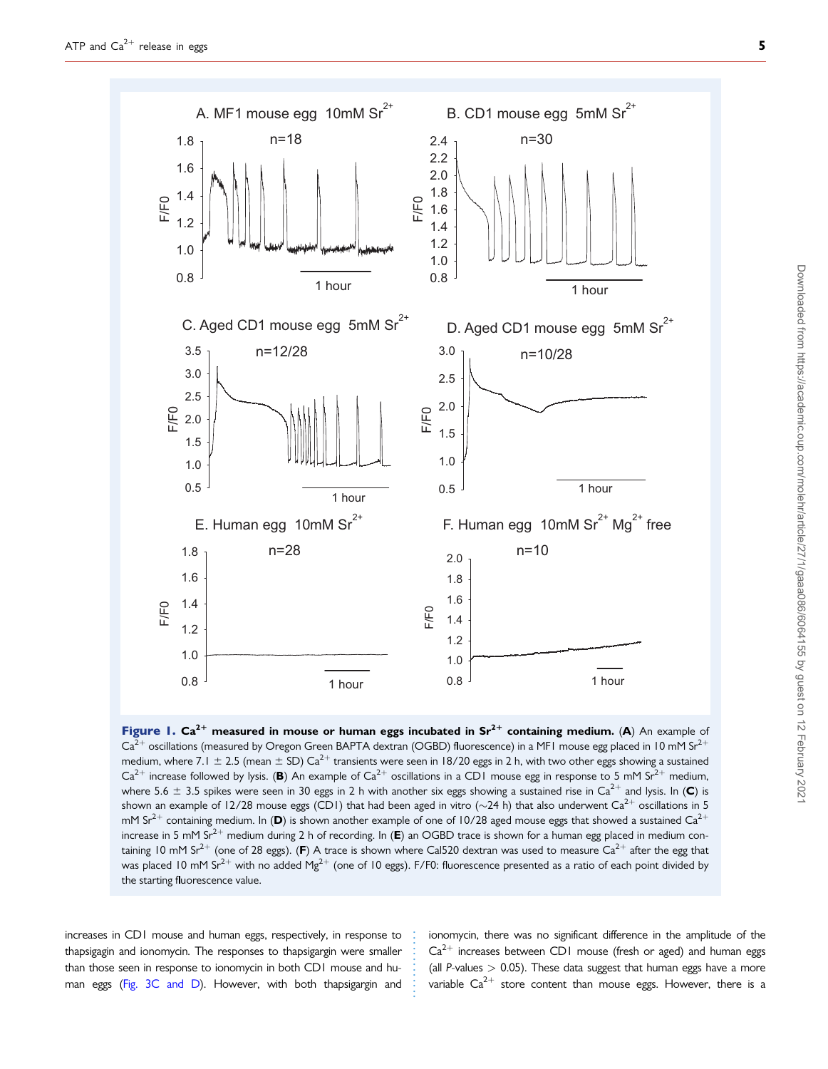**Figure 1. $Ca^{2+}$ measured in mouse or human eggs incubated in $Sr^{2+}$ containing medium.** (**A**) An example of $Ca^{2+}$ oscillations (measured by Oregon Green BAPTA dextran (OGBD) fluorescence) in a MF1 mouse egg placed in 10 mM $Sr^{2+}$ medium, where 7.1 ± 2.5 (mean ± SD) $Ca^{2+}$ transients were seen in 18/20 eggs in 2 h, with two other eggs showing a sustained $Ca^{2+}$ increase followed by lysis. (**B**) An example of $Ca^{2+}$ oscillations in a CD1 mouse egg in response to 5 mM $Sr^{2+}$ medium, where 5.6 ± 3.5 spikes were seen in 30 eggs in 2 h with another six eggs showing a sustained rise in $Ca^{2+}$ and lysis. In (**C**) is shown an example of 12/28 mouse eggs (CD1) that had been aged in vitro (~24 h) that also underwent $Ca^{2+}$ oscillations in 5 mM $Sr^{2+}$ containing medium. In (**D**) is shown another example of one of 10/28 aged mouse eggs that showed a sustained $Ca^{2+}$ increase in 5 mM $Sr^{2+}$ medium during 2 h of recording. In (**E**) an OGBD trace is shown for a human egg placed in medium containing 10 mM $Sr^{2+}$ (one of 28 eggs). (**F**) A trace is shown where Cal520 dextran was used to measure $Ca^{2+}$ after the egg that was placed 10 mM $Sr^{2+}$ with no added $Mg^{2+}$ (one of 10 eggs). F/F0: fluorescence presented as a ratio of each point divided by the starting fluorescence value.

increases in CD1 mouse and human eggs, respectively, in response to thapsigagin and ionomycin. The responses to thapsigargin were smaller than those seen in response to ionomycin in both CD1 mouse and human eggs (Fig. 3C and D). However, with both thapsigargin and ionomycin, there was no significant difference in the amplitude of the $Ca^{2+}$ increases between CD1 mouse (fresh or aged) and human eggs (all *P*-values > 0.05). These data suggest that human eggs have a more variable $Ca^{2+}$ store content than mouse eggs. However, there is a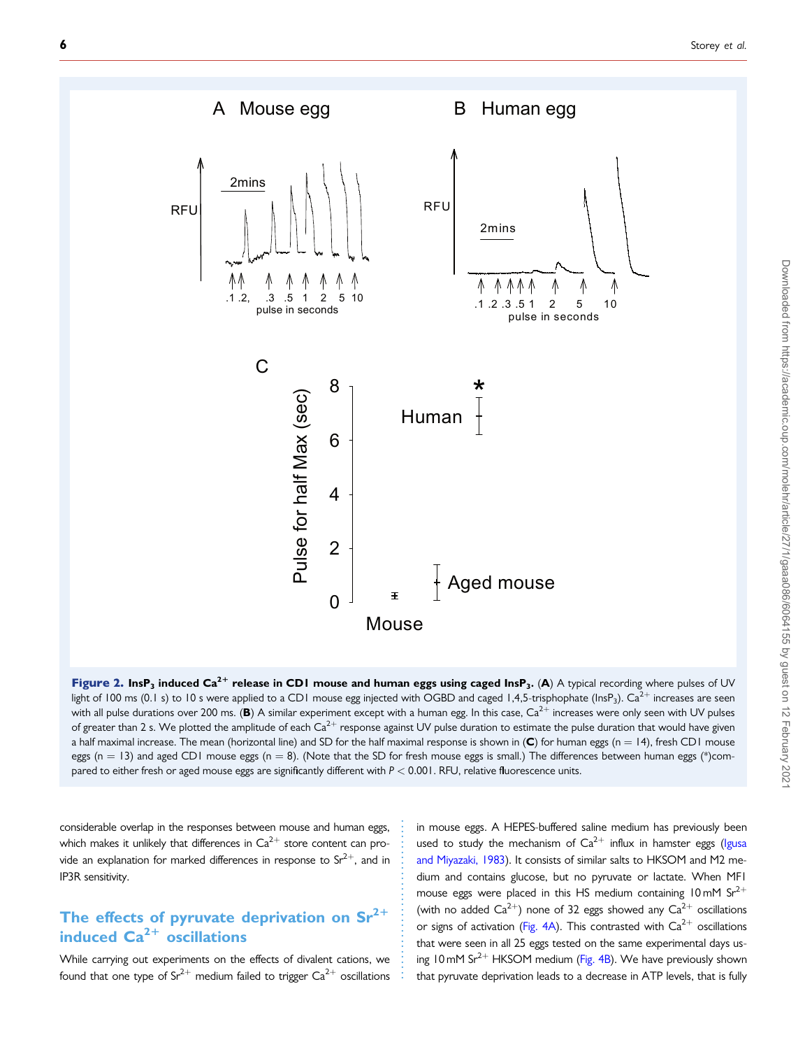**Figure 2. $InsP_3$ induced $Ca^{2+}$ release in CD1 mouse and human eggs using caged $InsP_3$.** (**A**) A typical recording where pulses of UV light of 100 ms (0.1 s) to 10 s were applied to a CD1 mouse egg injected with OGBD and caged 1,4,5-trisphophate ($InsP_3$). $Ca^{2+}$ increases are seen with all pulse durations over 200 ms. (**B**) A similar experiment except with a human egg. In this case, $Ca^{2+}$ increases were only seen with UV pulses of greater than 2 s. We plotted the amplitude of each $Ca^{2+}$ response against UV pulse duration to estimate the pulse duration that would have given a half maximal increase. The mean (horizontal line) and SD for the half maximal response is shown in (**C**) for human eggs (n = 14), fresh CD1 mouse eggs (n = 13) and aged CD1 mouse eggs (n = 8). (Note that the SD for fresh mouse eggs is small.) The differences between human eggs (*)compared to either fresh or aged mouse eggs are significantly different with $P < 0.001$. RFU, relative fluorescence units.

considerable overlap in the responses between mouse and human eggs, which makes it unlikely that differences in $Ca^{2+}$ store content can provide an explanation for marked differences in response to $Sr^{2+}$, and in IP3R sensitivity.

## The effects of pyruvate deprivation on $Sr^{2+}$ induced $Ca^{2+}$ oscillations

While carrying out experiments on the effects of divalent cations, we found that one type of $Sr^{2+}$ medium failed to trigger $Ca^{2+}$ oscillations in mouse eggs. A HEPES-buffered saline medium has previously been used to study the mechanism of $Ca^{2+}$ influx in hamster eggs (Igusa and Miyazaki, 1983). It consists of similar salts to HKSOM and M2 medium and contains glucose, but no pyruvate or lactate. When MF1 mouse eggs were placed in this HS medium containing 10 mM $Sr^{2+}$ (with no added $Ca^{2+}$) none of 32 eggs showed any $Ca^{2+}$ oscillations or signs of activation (Fig. 4A). This contrasted with $Ca^{2+}$ oscillations that were seen in all 25 eggs tested on the same experimental days using 10 mM $Sr^{2+}$ HKSOM medium (Fig. 4B). We have previously shown that pyruvate deprivation leads to a decrease in ATP levels, that is fully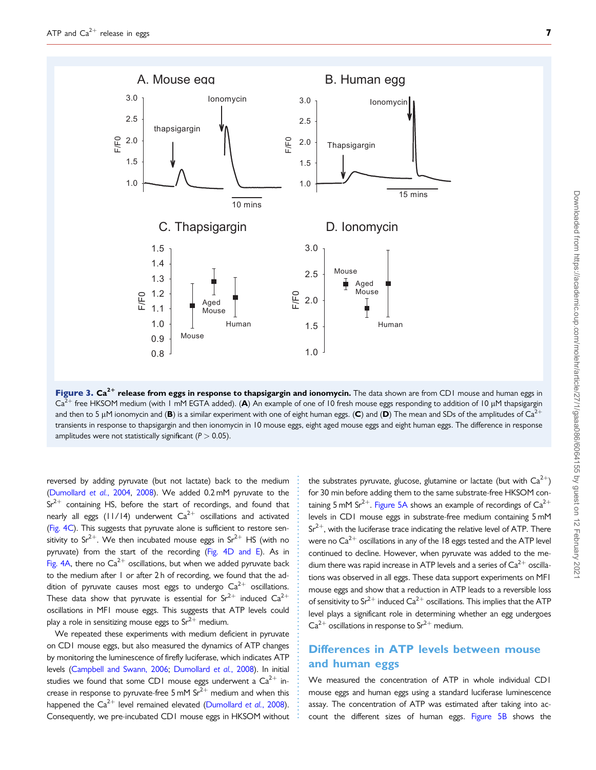**Figure 3. $Ca^{2+}$ release from eggs in response to thapsigargin and ionomycin.** The data shown are from CD1 mouse and human eggs in $Ca^{2+}$ free HKSOM medium (with 1 mM EGTA added). (**A**) An example of one of 10 fresh mouse eggs responding to addition of 10 µM thapsigargin and then to 5 µM ionomycin and (**B**) is a similar experiment with one of eight human eggs. (**C**) and (**D**) The mean and SDs of the amplitudes of $Ca^{2+}$ transients in response to thapsigargin and then ionomycin in 10 mouse eggs, eight aged mouse eggs and eight human eggs. The difference in response amplitudes were not statistically significant ($P > 0.05$).

reversed by adding pyruvate (but not lactate) back to the medium (Dumollard *et al.*, 2004, 2008). We added 0.2 mM pyruvate to the $Sr^{2+}$ containing HS, before the start of recordings, and found that nearly all eggs (11/14) underwent $Ca^{2+}$ oscillations and activated (Fig. 4C). This suggests that pyruvate alone is sufficient to restore sensitivity to $Sr^{2+}$. We then incubated mouse eggs in $Sr^{2+}$ HS (with no pyruvate) from the start of the recording (Fig. 4D and E). As in Fig. 4A, there no $Ca^{2+}$ oscillations, but when we added pyruvate back to the medium after 1 or after 2 h of recording, we found that the addition of pyruvate causes most eggs to undergo $Ca^{2+}$ oscillations. These data show that pyruvate is essential for $Sr^{2+}$ induced $Ca^{2+}$ oscillations in MF1 mouse eggs. This suggests that ATP levels could play a role in sensitizing mouse eggs to $Sr^{2+}$ medium.

We repeated these experiments with medium deficient in pyruvate on CD1 mouse eggs, but also measured the dynamics of ATP changes by monitoring the luminescence of firefly luciferase, which indicates ATP levels (Campbell and Swann, 2006; Dumollard *et al.*, 2008). In initial studies we found that some CD1 mouse eggs underwent a $Ca^{2+}$ increase in response to pyruvate-free 5 mM $Sr^{2+}$ medium and when this happened the $Ca^{2+}$ level remained elevated (Dumollard *et al.*, 2008). Consequently, we pre-incubated CD1 mouse eggs in HKSOM without the substrates pyruvate, glucose, glutamine or lactate (but with $Ca^{2+}$) for 30 min before adding them to the same substrate-free HKSOM containing 5 mM $Sr^{2+}$. Figure 5A shows an example of recordings of $Ca^{2+}$ levels in CD1 mouse eggs in substrate-free medium containing 5 mM $Sr^{2+}$, with the luciferase trace indicating the relative level of ATP. There were no $Ca^{2+}$ oscillations in any of the 18 eggs tested and the ATP level continued to decline. However, when pyruvate was added to the medium there was rapid increase in ATP levels and a series of $Ca^{2+}$ oscillations was observed in all eggs. These data support experiments on MF1 mouse eggs and show that a reduction in ATP leads to a reversible loss of sensitivity to $Sr^{2+}$ induced $Ca^{2+}$ oscillations. This implies that the ATP level plays a significant role in determining whether an egg undergoes $Ca^{2+}$ oscillations in response to $Sr^{2+}$ medium.

## Differences in ATP levels between mouse and human eggs

We measured the concentration of ATP in whole individual CD1 mouse eggs and human eggs using a standard luciferase luminescence assay. The concentration of ATP was estimated after taking into account the different sizes of human eggs. Figure 5B shows the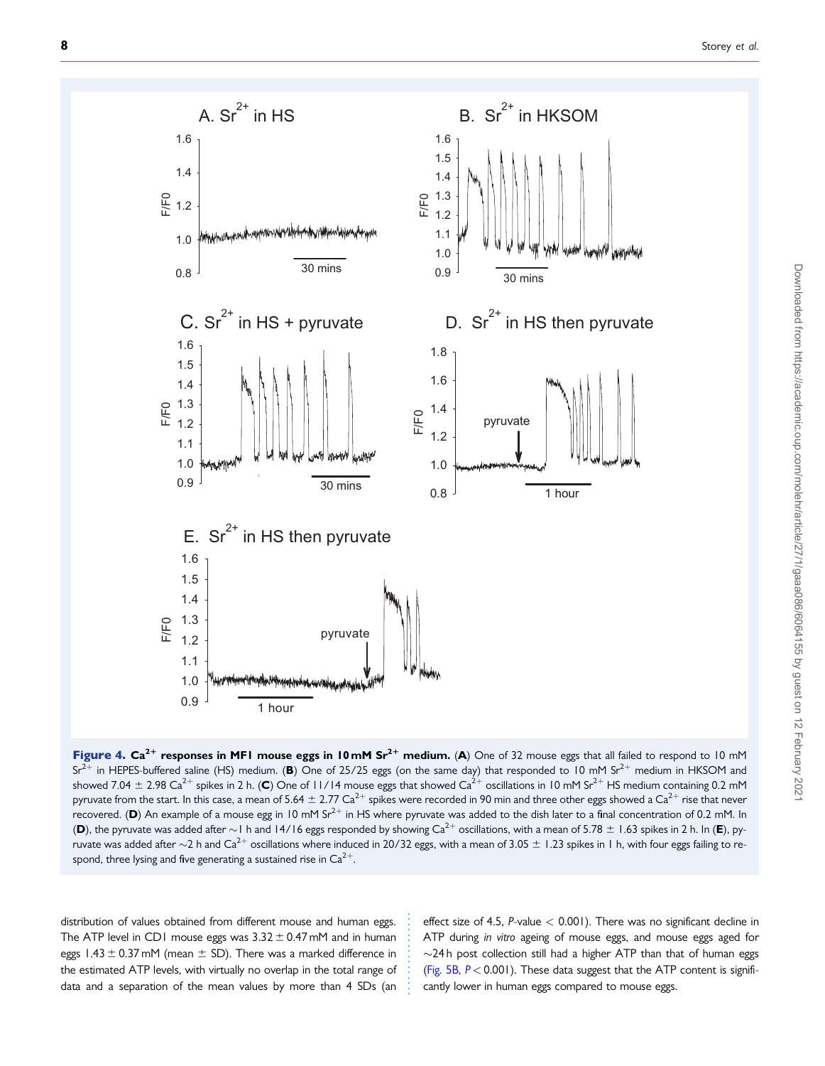**Figure 4.** $Ca^{2+}$ **responses in MF1 mouse eggs in 10 mM** $Sr^{2+}$ **medium.** (**A**) One of 32 mouse eggs that all failed to respond to 10 mM $Sr^{2+}$ in HEPES-buffered saline (HS) medium. (**B**) One of 25/25 eggs (on the same day) that responded to 10 mM $Sr^{2+}$ medium in HKSOM and showed 7.04 ± 2.98 $Ca^{2+}$ spikes in 2 h. (**C**) One of 11/14 mouse eggs that showed $Ca^{2+}$ oscillations in 10 mM $Sr^{2+}$ HS medium containing 0.2 mM pyruvate from the start. In this case, a mean of 5.64 ± 2.77 $Ca^{2+}$ spikes were recorded in 90 min and three other eggs showed a $Ca^{2+}$ rise that never recovered. (**D**) An example of a mouse egg in 10 mM $Sr^{2+}$ in HS where pyruvate was added to the dish later to a final concentration of 0.2 mM. In (**D**), the pyruvate was added after ~1 h and 14/16 eggs responded by showing $Ca^{2+}$ oscillations, with a mean of 5.78 ± 1.63 spikes in 2 h. In (**E**), pyruvate was added after ~2 h and $Ca^{2+}$ oscillations where induced in 20/32 eggs, with a mean of 3.05 ± 1.23 spikes in 1 h, with four eggs failing to respond, three lysing and five generating a sustained rise in $Ca^{2+}$.

distribution of values obtained from different mouse and human eggs. The ATP level in CD1 mouse eggs was 3.32 ± 0.47 mM and in human eggs 1.43 ± 0.37 mM (mean ± SD). There was a marked difference in the estimated ATP levels, with virtually no overlap in the total range of data and a separation of the mean values by more than 4 SDs (an effect size of 4.5, *P*-value < 0.001). There was no significant decline in ATP during *in vitro* ageing of mouse eggs, and mouse eggs aged for ~24 h post collection still had a higher ATP than that of human eggs (Fig. 5B, *P* < 0.001). These data suggest that the ATP content is significantly lower in human eggs compared to mouse eggs.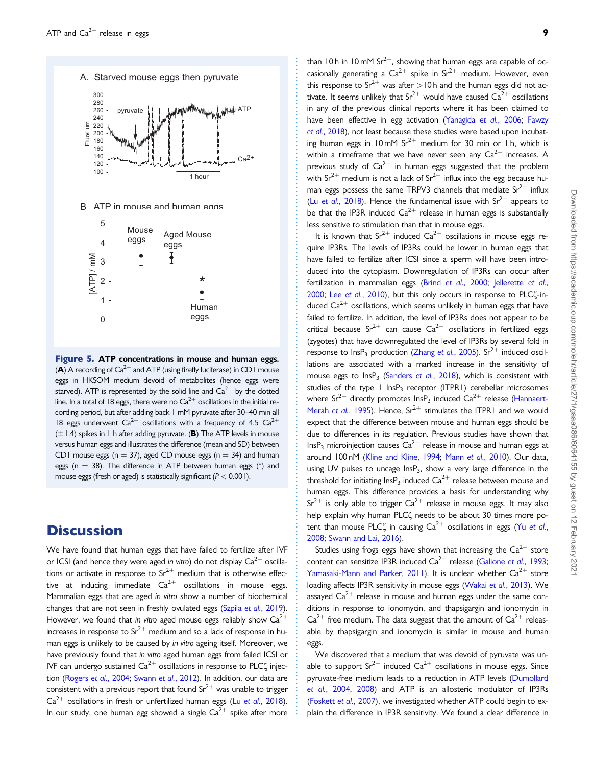**Figure 5. ATP concentrations in mouse and human eggs.** (**A**) A recording of $Ca^{2+}$ and ATP (using firefly luciferase) in CD1 mouse eggs in HKSOM medium devoid of metabolites (hence eggs were starved). ATP is represented by the solid line and $Ca^{2+}$ by the dotted line. In a total of 18 eggs, there were no $Ca^{2+}$ oscillations in the initial recording period, but after adding back 1 mM pyruvate after 30–40 min all 18 eggs underwent $Ca^{2+}$ oscillations with a frequency of 4.5 $Ca^{2+}$ (±1.4) spikes in 1 h after adding pyruvate. (**B**) The ATP levels in mouse versus human eggs and illustrates the difference (mean and SD) between CD1 mouse eggs (n = 37), aged CD mouse eggs (n = 34) and human eggs (n = 38). The difference in ATP between human eggs (*) and mouse eggs (fresh or aged) is statistically significant ($P < 0.001$).

# Discussion

We have found that human eggs that have failed to fertilize after IVF or ICSI (and hence they were aged *in vitro*) do not display $Ca^{2+}$ oscillations or activate in response to $Sr^{2+}$ medium that is otherwise effective at inducing immediate $Ca^{2+}$ oscillations in mouse eggs. Mammalian eggs that are aged *in vitro* show a number of biochemical changes that are not seen in freshly ovulated eggs (Szpila *et al.*, 2019). However, we found that *in vitro* aged mouse eggs reliably show $Ca^{2+}$ increases in response to $Sr^{2+}$ medium and so a lack of response in human eggs is unlikely to be caused by *in vitro* ageing itself. Moreover, we have previously found that *in vitro* aged human eggs from failed ICSI or IVF can undergo sustained $Ca^{2+}$ oscillations in response to PLCζ injection (Rogers *et al.*, 2004; Swann *et al.*, 2012). In addition, our data are consistent with a previous report that found $Sr^{2+}$ was unable to trigger $Ca^{2+}$ oscillations in fresh or unfertilized human eggs (Lu *et al.*, 2018). In our study, one human egg showed a single $Ca^{2+}$ spike after more than 10 h in 10 mM $Sr^{2+}$, showing that human eggs are capable of occasionally generating a $Ca^{2+}$ spike in $Sr^{2+}$ medium. However, even this response to $Sr^{2+}$ was after >10 h and the human eggs did not activate. It seems unlikely that $Sr^{2+}$ would have caused $Ca^{2+}$ oscillations in any of the previous clinical reports where it has been claimed to have been effective in egg activation (Yanagida *et al.*, 2006; Fawzy *et al.*, 2018), not least because these studies were based upon incubating human eggs in 10 mM $Sr^{2+}$ medium for 30 min or 1 h, which is within a timeframe that we have never seen any $Ca^{2+}$ increases. A previous study of $Ca^{2+}$ in human eggs suggested that the problem with $Sr^{2+}$ medium is not a lack of $Sr^{2+}$ influx into the egg because human eggs possess the same TRPV3 channels that mediate $Sr^{2+}$ influx (Lu *et al.*, 2018). Hence the fundamental issue with $Sr^{2+}$ appears to be that the IP3R induced $Ca^{2+}$ release in human eggs is substantially less sensitive to stimulation than that in mouse eggs.

It is known that $Sr^{2+}$ induced $Ca^{2+}$ oscillations in mouse eggs require IP3Rs. The levels of IP3Rs could be lower in human eggs that have failed to fertilize after ICSI since a sperm will have been introduced into the cytoplasm. Downregulation of IP3Rs can occur after fertilization in mammalian eggs (Brind *et al.*, 2000; Jellerette *et al.*, 2000; Lee *et al.*, 2010), but this only occurs in response to PLCζ-induced $Ca^{2+}$ oscillations, which seems unlikely in human eggs that have failed to fertilize. In addition, the level of IP3Rs does not appear to be critical because $Sr^{2+}$ can cause $Ca^{2+}$ oscillations in fertilized eggs (zygotes) that have downregulated the level of IP3Rs by several fold in response to $InsP_3$ production (Zhang *et al.*, 2005). $Sr^{2+}$ induced oscillations are associated with a marked increase in the sensitivity of mouse eggs to $InsP_3$ (Sanders *et al.*, 2018), which is consistent with studies of the type 1 $InsP_3$ receptor (ITPR1) cerebellar microsomes where $Sr^{2+}$ directly promotes $InsP_3$ induced $Ca^{2+}$ release (Hannaert-Merah *et al.*, 1995). Hence, $Sr^{2+}$ stimulates the ITPR1 and we would expect that the difference between mouse and human eggs should be due to differences in its regulation. Previous studies have shown that $InsP_3$ microinjection causes $Ca^{2+}$ release in mouse and human eggs at around 100 nM (Kline and Kline, 1994; Mann *et al.*, 2010). Our data, using UV pulses to uncage $InsP_3$, show a very large difference in the threshold for initiating $InsP_3$ induced $Ca^{2+}$ release between mouse and human eggs. This difference provides a basis for understanding why $Sr^{2+}$ is only able to trigger $Ca^{2+}$ release in mouse eggs. It may also help explain why human PLCζ needs to be about 30 times more potent than mouse PLCζ in causing $Ca^{2+}$ oscillations in eggs (Yu *et al.*, 2008; Swann and Lai, 2016).

Studies using frogs eggs have shown that increasing the $Ca^{2+}$ store content can sensitize IP3R induced $Ca^{2+}$ release (Galione *et al.*, 1993; Yamasaki-Mann and Parker, 2011). It is unclear whether $Ca^{2+}$ store loading affects IP3R sensitivity in mouse eggs (Wakai *et al.*, 2013). We assayed $Ca^{2+}$ release in mouse and human eggs under the same conditions in response to ionomycin, and thapsigargin and ionomycin in $Ca^{2+}$ free medium. The data suggest that the amount of $Ca^{2+}$ releasable by thapsigargin and ionomycin is similar in mouse and human eggs.

We discovered that a medium that was devoid of pyruvate was unable to support $Sr^{2+}$ induced $Ca^{2+}$ oscillations in mouse eggs. Since pyruvate-free medium leads to a reduction in ATP levels (Dumollard *et al.*, 2004, 2008) and ATP is an allosteric modulator of IP3Rs (Foskett *et al.*, 2007), we investigated whether ATP could begin to explain the difference in IP3R sensitivity. We found a clear difference in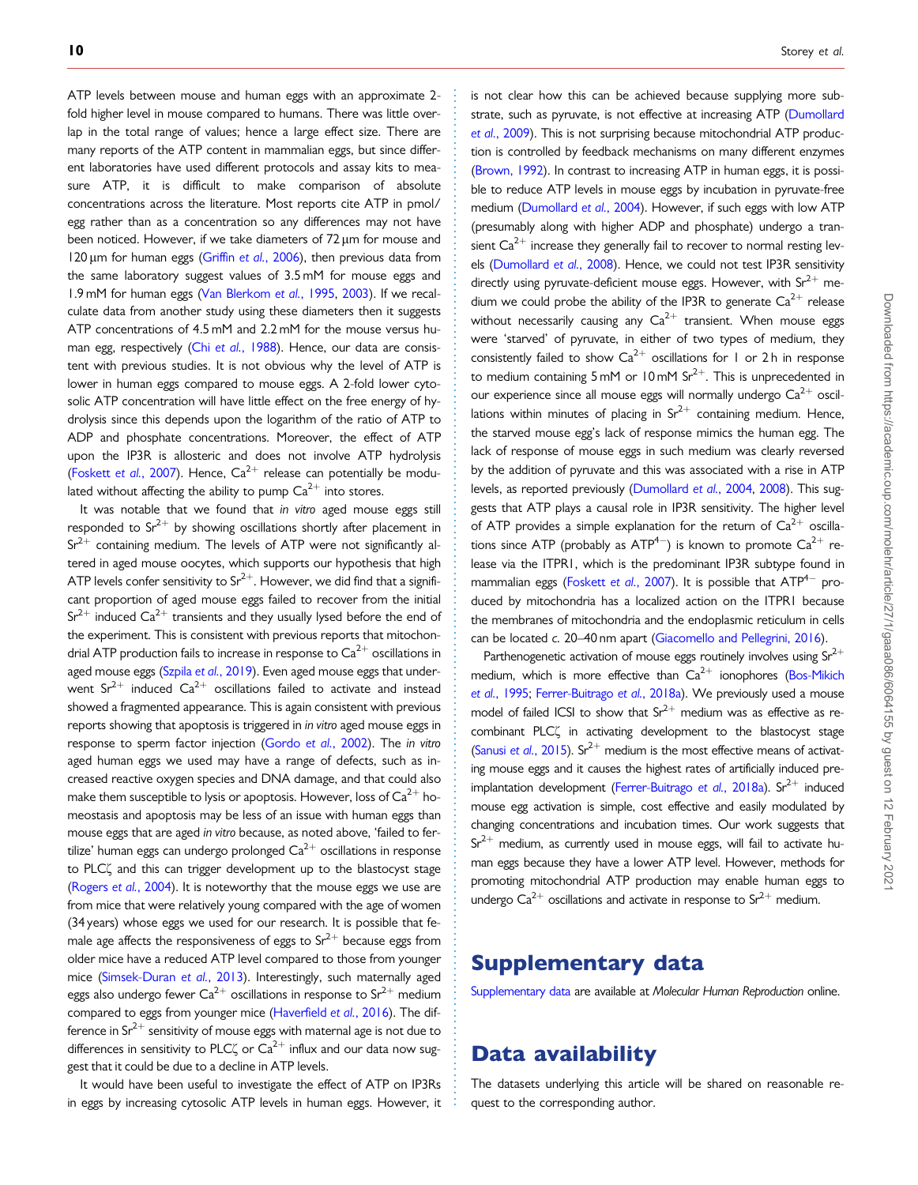ATP levels between mouse and human eggs with an approximate 2-fold higher level in mouse compared to humans. There was little overlap in the total range of values; hence a large effect size. There are many reports of the ATP content in mammalian eggs, but since different laboratories have used different protocols and assay kits to measure ATP, it is difficult to make comparison of absolute concentrations across the literature. Most reports cite ATP in pmol/egg rather than as a concentration so any differences may not have been noticed. However, if we take diameters of 72 µm for mouse and 120 µm for human eggs (Griffin *et al.*, 2006), then previous data from the same laboratory suggest values of 3.5 mM for mouse eggs and 1.9 mM for human eggs (Van Blerkom *et al.*, 1995, 2003). If we recalculate data from another study using these diameters then it suggests ATP concentrations of 4.5 mM and 2.2 mM for the mouse versus human egg, respectively (Chi *et al.*, 1988). Hence, our data are consistent with previous studies. It is not obvious why the level of ATP is lower in human eggs compared to mouse eggs. A 2-fold lower cytosolic ATP concentration will have little effect on the free energy of hydrolysis since this depends upon the logarithm of the ratio of ATP to ADP and phosphate concentrations. Moreover, the effect of ATP upon the IP3R is allosteric and does not involve ATP hydrolysis (Foskett *et al.*, 2007). Hence, $Ca^{2+}$ release can potentially be modulated without affecting the ability to pump $Ca^{2+}$ into stores.

It was notable that we found that *in vitro* aged mouse eggs still responded to $Sr^{2+}$ by showing oscillations shortly after placement in $Sr^{2+}$ containing medium. The levels of ATP were not significantly altered in aged mouse oocytes, which supports our hypothesis that high ATP levels confer sensitivity to $Sr^{2+}$. However, we did find that a significant proportion of aged mouse eggs failed to recover from the initial $Sr^{2+}$ induced $Ca^{2+}$ transients and they usually lysed before the end of the experiment. This is consistent with previous reports that mitochondrial ATP production fails to increase in response to $Ca^{2+}$ oscillations in aged mouse eggs (Szpila *et al.*, 2019). Even aged mouse eggs that underwent $Sr^{2+}$ induced $Ca^{2+}$ oscillations failed to activate and instead showed a fragmented appearance. This is again consistent with previous reports showing that apoptosis is triggered in *in vitro* aged mouse eggs in response to sperm factor injection (Gordo *et al.*, 2002). The *in vitro* aged human eggs we used may have a range of defects, such as increased reactive oxygen species and DNA damage, and that could also make them susceptible to lysis or apoptosis. However, loss of $Ca^{2+}$ homeostasis and apoptosis may be less of an issue with human eggs than mouse eggs that are aged *in vitro* because, as noted above, 'failed to fertilize' human eggs can undergo prolonged $Ca^{2+}$ oscillations in response to PLCζ and this can trigger development up to the blastocyst stage (Rogers *et al.*, 2004). It is noteworthy that the mouse eggs we use are from mice that were relatively young compared with the age of women (34 years) whose eggs we used for our research. It is possible that female age affects the responsiveness of eggs to $Sr^{2+}$ because eggs from older mice have a reduced ATP level compared to those from younger mice (Simsek-Duran *et al.*, 2013). Interestingly, such maternally aged eggs also undergo fewer $Ca^{2+}$ oscillations in response to $Sr^{2+}$ medium compared to eggs from younger mice (Haverfield *et al.*, 2016). The difference in $Sr^{2+}$ sensitivity of mouse eggs with maternal age is not due to differences in sensitivity to PLCζ or $Ca^{2+}$ influx and our data now suggest that it could be due to a decline in ATP levels.

It would have been useful to investigate the effect of ATP on IP3Rs in eggs by increasing cytosolic ATP levels in human eggs. However, it is not clear how this can be achieved because supplying more substrate, such as pyruvate, is not effective at increasing ATP (Dumollard *et al.*, 2009). This is not surprising because mitochondrial ATP production is controlled by feedback mechanisms on many different enzymes (Brown, 1992). In contrast to increasing ATP in human eggs, it is possible to reduce ATP levels in mouse eggs by incubation in pyruvate-free medium (Dumollard *et al.*, 2004). However, if such eggs with low ATP (presumably along with higher ADP and phosphate) undergo a transient $Ca^{2+}$ increase they generally fail to recover to normal resting levels (Dumollard *et al.*, 2008). Hence, we could not test IP3R sensitivity directly using pyruvate-deficient mouse eggs. However, with $Sr^{2+}$ medium we could probe the ability of the IP3R to generate $Ca^{2+}$ release without necessarily causing any $Ca^{2+}$ transient. When mouse eggs were 'starved' of pyruvate, in either of two types of medium, they consistently failed to show $Ca^{2+}$ oscillations for 1 or 2 h in response to medium containing 5 mM or 10 mM $Sr^{2+}$. This is unprecedented in our experience since all mouse eggs will normally undergo $Ca^{2+}$ oscillations within minutes of placing in $Sr^{2+}$ containing medium. Hence, the starved mouse egg's lack of response mimics the human egg. The lack of response of mouse eggs in such medium was clearly reversed by the addition of pyruvate and this was associated with a rise in ATP levels, as reported previously (Dumollard *et al.*, 2004, 2008). This suggests that ATP plays a causal role in IP3R sensitivity. The higher level of ATP provides a simple explanation for the return of $Ca^{2+}$ oscillations since ATP (probably as $ATP^{4-}$) is known to promote $Ca^{2+}$ release via the ITPR1, which is the predominant IP3R subtype found in mammalian eggs (Foskett *et al.*, 2007). It is possible that $ATP^{4-}$ produced by mitochondria has a localized action on the ITPR1 because the membranes of mitochondria and the endoplasmic reticulum in cells can be located *c.* 20–40 nm apart (Giacomello and Pellegrini, 2016).

Parthenogenetic activation of mouse eggs routinely involves using $Sr^{2+}$ medium, which is more effective than $Ca^{2+}$ ionophores (Bos-Mikich *et al.*, 1995; Ferrer-Buitrago *et al.*, 2018a). We previously used a mouse model of failed ICSI to show that $Sr^{2+}$ medium was as effective as recombinant PLCζ in activating development to the blastocyst stage (Sanusi *et al.*, 2015). $Sr^{2+}$ medium is the most effective means of activating mouse eggs and it causes the highest rates of artificially induced preimplantation development (Ferrer-Buitrago *et al.*, 2018a). $Sr^{2+}$ induced mouse egg activation is simple, cost effective and easily modulated by changing concentrations and incubation times. Our work suggests that $Sr^{2+}$ medium, as currently used in mouse eggs, will fail to activate human eggs because they have a lower ATP level. However, methods for promoting mitochondrial ATP production may enable human eggs to undergo $Ca^{2+}$ oscillations and activate in response to $Sr^{2+}$ medium.

# Supplementary data

Supplementary data are available at *Molecular Human Reproduction* online.

# Data availability

The datasets underlying this article will be shared on reasonable request to the corresponding author.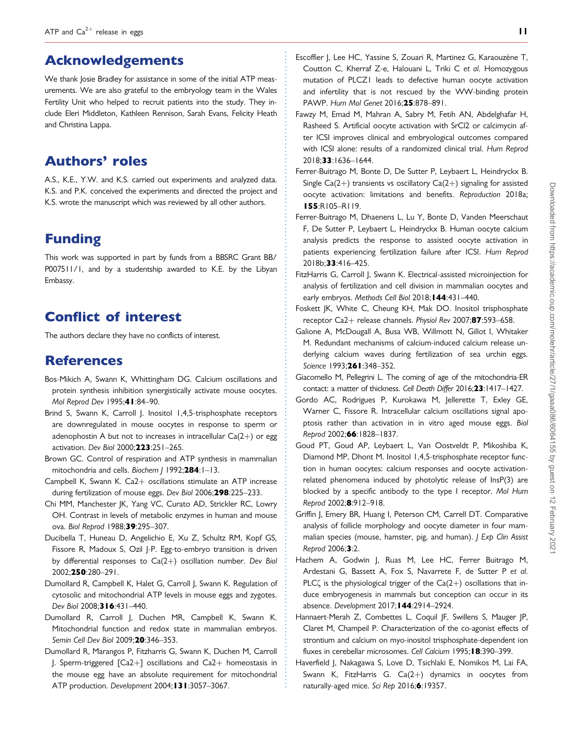## Acknowledgements

We thank Josie Bradley for assistance in some of the initial ATP measurements. We are also grateful to the embryology team in the Wales Fertility Unit who helped to recruit patients into the study. They include Eleri Middleton, Kathleen Rennison, Sarah Evans, Felicity Heath and Christina Lappa.

## Authors' roles

A.S., K.E., Y.W. and K.S. carried out experiments and analyzed data. K.S. and P.K. conceived the experiments and directed the project and K.S. wrote the manuscript which was reviewed by all other authors.

## Funding

This work was supported in part by funds from a BBSRC Grant BB/P007511/1, and by a studentship awarded to K.E. by the Libyan Embassy.

## Conflict of interest

The authors declare they have no conflicts of interest.

## References

Bos-Mikich A, Swann K, Whittingham DG. Calcium oscillations and protein synthesis inhibition synergistically activate mouse oocytes. *Mol Reprod Dev* 1995;**41**:84–90.

Brind S, Swann K, Carroll J. Inositol 1,4,5-trisphosphate receptors are downregulated in mouse oocytes in response to sperm or adenophostin A but not to increases in intracellular Ca(2+) or egg activation. *Dev Biol* 2000;**223**:251–265.

Brown GC. Control of respiration and ATP synthesis in mammalian mitochondria and cells. *Biochem J* 1992;**284**:1–13.

Campbell K, Swann K. Ca2+ oscillations stimulate an ATP increase during fertilization of mouse eggs. *Dev Biol* 2006;**298**:225–233.

Chi MM, Manchester JK, Yang VC, Curato AD, Strickler RC, Lowry OH. Contrast in levels of metabolic enzymes in human and mouse ova. *Biol Reprod* 1988;**39**:295–307.

Ducibella T, Huneau D, Angelichio E, Xu Z, Schultz RM, Kopf GS, Fissore R, Madoux S, Ozil J-P. Egg-to-embryo transition is driven by differential responses to Ca(2+) oscillation number. *Dev Biol* 2002;**250**:280–291.

Dumollard R, Campbell K, Halet G, Carroll J, Swann K. Regulation of cytosolic and mitochondrial ATP levels in mouse eggs and zygotes. *Dev Biol* 2008;**316**:431–440.

Dumollard R, Carroll J, Duchen MR, Campbell K, Swann K. Mitochondrial function and redox state in mammalian embryos. *Semin Cell Dev Biol* 2009;**20**:346–353.

Dumollard R, Marangos P, Fitzharris G, Swann K, Duchen M, Carroll J. Sperm-triggered [Ca2+] oscillations and Ca2+ homeostasis in the mouse egg have an absolute requirement for mitochondrial ATP production. *Development* 2004;**131**:3057–3067.

Escoffier J, Lee HC, Yassine S, Zouari R, Martinez G, Karaouzène T, Coutton C, Kherraf Z-e, Halouani L, Triki C *et al.* Homozygous mutation of PLCZ1 leads to defective human oocyte activation and infertility that is not rescued by the WW-binding protein PAWP. *Hum Mol Genet* 2016;**25**:878–891.

Fawzy M, Emad M, Mahran A, Sabry M, Fetih AN, Abdelghafar H, Rasheed S. Artificial oocyte activation with SrCl2 or calcimycin after ICSI improves clinical and embryological outcomes compared with ICSI alone: results of a randomized clinical trial. *Hum Reprod* 2018;**33**:1636–1644.

Ferrer-Buitrago M, Bonte D, De Sutter P, Leybaert L, Heindryckx B. Single Ca(2+) transients vs oscillatory Ca(2+) signaling for assisted oocyte activation: limitations and benefits. *Reproduction* 2018a; **155**:R105–R119.

Ferrer-Buitrago M, Dhaenens L, Lu Y, Bonte D, Vanden Meerschaut F, De Sutter P, Leybaert L, Heindryckx B. Human oocyte calcium analysis predicts the response to assisted oocyte activation in patients experiencing fertilization failure after ICSI. *Hum Reprod* 2018b;**33**:416–425.

FitzHarris G, Carroll J, Swann K. Electrical-assisted microinjection for analysis of fertilization and cell division in mammalian oocytes and early embryos. *Methods Cell Biol* 2018;**144**:431–440.

Foskett JK, White C, Cheung KH, Mak DO. Inositol trisphosphate receptor Ca2+ release channels. *Physiol Rev* 2007;**87**:593–658.

Galione A, McDougall A, Busa WB, Willmott N, Gillot I, Whitaker M. Redundant mechanisms of calcium-induced calcium release underlying calcium waves during fertilization of sea urchin eggs. *Science* 1993;**261**:348–352.

Giacomello M, Pellegrini L. The coming of age of the mitochondria-ER contact: a matter of thickness. *Cell Death Differ* 2016;**23**:1417–1427.

Gordo AC, Rodrigues P, Kurokawa M, Jellerette T, Exley GE, Warner C, Fissore R. Intracellular calcium oscillations signal apoptosis rather than activation in in vitro aged mouse eggs. *Biol Reprod* 2002;**66**:1828–1837.

Goud PT, Goud AP, Leybaert L, Van Oostveldt P, Mikoshiba K, Diamond MP, Dhont M. Inositol 1,4,5-trisphosphate receptor function in human oocytes: calcium responses and oocyte activation-related phenomena induced by photolytic release of InsP(3) are blocked by a specific antibody to the type I receptor. *Mol Hum Reprod* 2002;**8**:912–918.

Griffin J, Emery BR, Huang I, Peterson CM, Carrell DT. Comparative analysis of follicle morphology and oocyte diameter in four mammalian species (mouse, hamster, pig, and human). *J Exp Clin Assist Reprod* 2006;**3**:2.

Hachem A, Godwin J, Ruas M, Lee HC, Ferrer Buitrago M, Ardestani G, Bassett A, Fox S, Navarrete F, de Sutter P *et al.* PLCζ is the physiological trigger of the Ca(2+) oscillations that induce embryogenesis in mammals but conception can occur in its absence. *Development* 2017;**144**:2914–2924.

Hannaert-Merah Z, Combettes L, Coquil JF, Swillens S, Mauger JP, Claret M, Champeil P. Characterization of the co-agonist effects of strontium and calcium on myo-inositol trisphosphate-dependent ion fluxes in cerebellar microsomes. *Cell Calcium* 1995;**18**:390–399.

Haverfield J, Nakagawa S, Love D, Tsichlaki E, Nomikos M, Lai FA, Swann K, FitzHarris G. Ca(2+) dynamics in oocytes from naturally-aged mice. *Sci Rep* 2016;**6**:19357.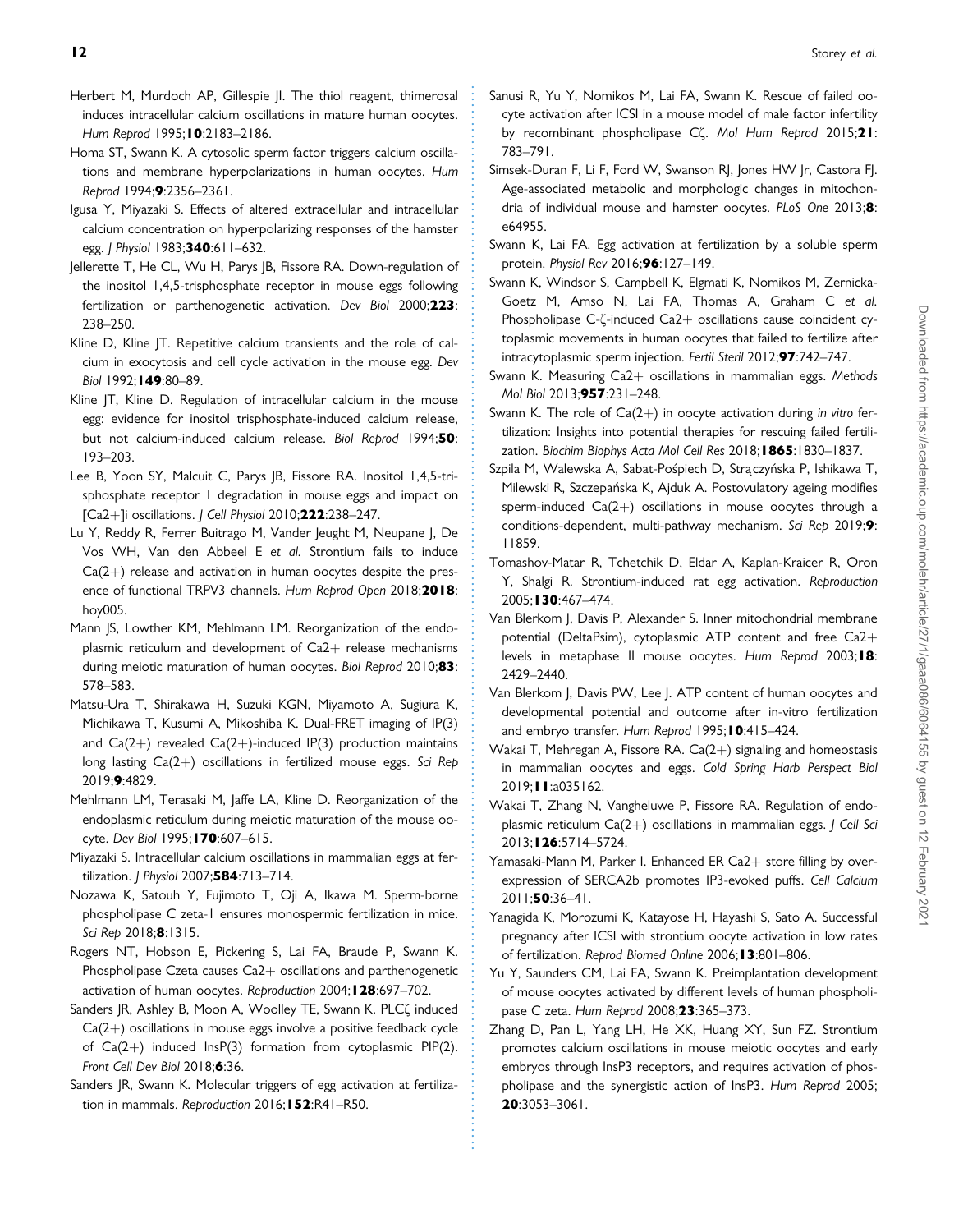Herbert M, Murdoch AP, Gillespie JI. The thiol reagent, thimerosal induces intracellular calcium oscillations in mature human oocytes. *Hum Reprod* 1995;**10**:2183–2186.

Homa ST, Swann K. A cytosolic sperm factor triggers calcium oscillations and membrane hyperpolarizations in human oocytes. *Hum Reprod* 1994;**9**:2356–2361.

Igusa Y, Miyazaki S. Effects of altered extracellular and intracellular calcium concentration on hyperpolarizing responses of the hamster egg. *J Physiol* 1983;**340**:611–632.

Jellerette T, He CL, Wu H, Parys JB, Fissore RA. Down-regulation of the inositol 1,4,5-trisphosphate receptor in mouse eggs following fertilization or parthenogenetic activation. *Dev Biol* 2000;**223**: 238–250.

Kline D, Kline JT. Repetitive calcium transients and the role of calcium in exocytosis and cell cycle activation in the mouse egg. *Dev Biol* 1992;**149**:80–89.

Kline JT, Kline D. Regulation of intracellular calcium in the mouse egg: evidence for inositol trisphosphate-induced calcium release, but not calcium-induced calcium release. *Biol Reprod* 1994;**50**: 193–203.

Lee B, Yoon SY, Malcuit C, Parys JB, Fissore RA. Inositol 1,4,5-trisphosphate receptor 1 degradation in mouse eggs and impact on [Ca2+]i oscillations. *J Cell Physiol* 2010;**222**:238–247.

Lu Y, Reddy R, Ferrer Buitrago M, Vander Jeught M, Neupane J, De Vos WH, Van den Abbeel E *et al.* Strontium fails to induce Ca(2+) release and activation in human oocytes despite the presence of functional TRPV3 channels. *Hum Reprod Open* 2018;**2018**: hoy005.

Mann JS, Lowther KM, Mehlmann LM. Reorganization of the endoplasmic reticulum and development of Ca2+ release mechanisms during meiotic maturation of human oocytes. *Biol Reprod* 2010;**83**: 578–583.

Matsu-Ura T, Shirakawa H, Suzuki KGN, Miyamoto A, Sugiura K, Michikawa T, Kusumi A, Mikoshiba K. Dual-FRET imaging of IP(3) and Ca(2+) revealed Ca(2+)-induced IP(3) production maintains long lasting Ca(2+) oscillations in fertilized mouse eggs. *Sci Rep* 2019;**9**:4829.

Mehlmann LM, Terasaki M, Jaffe LA, Kline D. Reorganization of the endoplasmic reticulum during meiotic maturation of the mouse oocyte. *Dev Biol* 1995;**170**:607–615.

Miyazaki S. Intracellular calcium oscillations in mammalian eggs at fertilization. *J Physiol* 2007;**584**:713–714.

Nozawa K, Satouh Y, Fujimoto T, Oji A, Ikawa M. Sperm-borne phospholipase C zeta-1 ensures monospermic fertilization in mice. *Sci Rep* 2018;**8**:1315.

Rogers NT, Hobson E, Pickering S, Lai FA, Braude P, Swann K. Phospholipase Czeta causes Ca2+ oscillations and parthenogenetic activation of human oocytes. *Reproduction* 2004;**128**:697–702.

Sanders JR, Ashley B, Moon A, Woolley TE, Swann K. PLCζ induced Ca(2+) oscillations in mouse eggs involve a positive feedback cycle of Ca(2+) induced InsP(3) formation from cytoplasmic PIP(2). *Front Cell Dev Biol* 2018;**6**:36.

Sanders JR, Swann K. Molecular triggers of egg activation at fertilization in mammals. *Reproduction* 2016;**152**:R41–R50.

Sanusi R, Yu Y, Nomikos M, Lai FA, Swann K. Rescue of failed oocyte activation after ICSI in a mouse model of male factor infertility by recombinant phospholipase Cζ. *Mol Hum Reprod* 2015;**21**: 783–791.

Simsek-Duran F, Li F, Ford W, Swanson RJ, Jones HW Jr, Castora FJ. Age-associated metabolic and morphologic changes in mitochondria of individual mouse and hamster oocytes. *PLoS One* 2013;**8**: e64955.

Swann K, Lai FA. Egg activation at fertilization by a soluble sperm protein. *Physiol Rev* 2016;**96**:127–149.

Swann K, Windsor S, Campbell K, Elgmati K, Nomikos M, Zernicka-Goetz M, Amso N, Lai FA, Thomas A, Graham C *et al.* Phospholipase C-ζ-induced Ca2+ oscillations cause coincident cytoplasmic movements in human oocytes that failed to fertilize after intracytoplasmic sperm injection. *Fertil Steril* 2012;**97**:742–747.

Swann K. Measuring Ca2+ oscillations in mammalian eggs. *Methods Mol Biol* 2013;**957**:231–248.

Swann K. The role of Ca(2+) in oocyte activation during *in vitro* fertilization: Insights into potential therapies for rescuing failed fertilization. *Biochim Biophys Acta Mol Cell Res* 2018;**1865**:1830–1837.

Szpila M, Walewska A, Sabat-Pośpiech D, Strączyńska P, Ishikawa T, Milewski R, Szczepańska K, Ajduk A. Postovulatory ageing modifies sperm-induced Ca(2+) oscillations in mouse oocytes through a conditions-dependent, multi-pathway mechanism. *Sci Rep* 2019;**9**: 11859.

Tomashov-Matar R, Tchetchik D, Eldar A, Kaplan-Kraicer R, Oron Y, Shalgi R. Strontium-induced rat egg activation. *Reproduction* 2005;**130**:467–474.

Van Blerkom J, Davis P, Alexander S. Inner mitochondrial membrane potential (DeltaPsim), cytoplasmic ATP content and free Ca2+ levels in metaphase II mouse oocytes. *Hum Reprod* 2003;**18**: 2429–2440.

Van Blerkom J, Davis PW, Lee J. ATP content of human oocytes and developmental potential and outcome after in-vitro fertilization and embryo transfer. *Hum Reprod* 1995;**10**:415–424.

Wakai T, Mehregan A, Fissore RA. Ca(2+) signaling and homeostasis in mammalian oocytes and eggs. *Cold Spring Harb Perspect Biol* 2019;**11**:a035162.

Wakai T, Zhang N, Vangheluwe P, Fissore RA. Regulation of endoplasmic reticulum Ca(2+) oscillations in mammalian eggs. *J Cell Sci* 2013;**126**:5714–5724.

Yamasaki-Mann M, Parker I. Enhanced ER Ca2+ store filling by overexpression of SERCA2b promotes IP3-evoked puffs. *Cell Calcium* 2011;**50**:36–41.

Yanagida K, Morozumi K, Katayose H, Hayashi S, Sato A. Successful pregnancy after ICSI with strontium oocyte activation in low rates of fertilization. *Reprod Biomed Online* 2006;**13**:801–806.

Yu Y, Saunders CM, Lai FA, Swann K. Preimplantation development of mouse oocytes activated by different levels of human phospholipase C zeta. *Hum Reprod* 2008;**23**:365–373.

Zhang D, Pan L, Yang LH, He XK, Huang XY, Sun FZ. Strontium promotes calcium oscillations in mouse meiotic oocytes and early embryos through InsP3 receptors, and requires activation of phospholipase and the synergistic action of InsP3. *Hum Reprod* 2005; **20**:3053–3061.